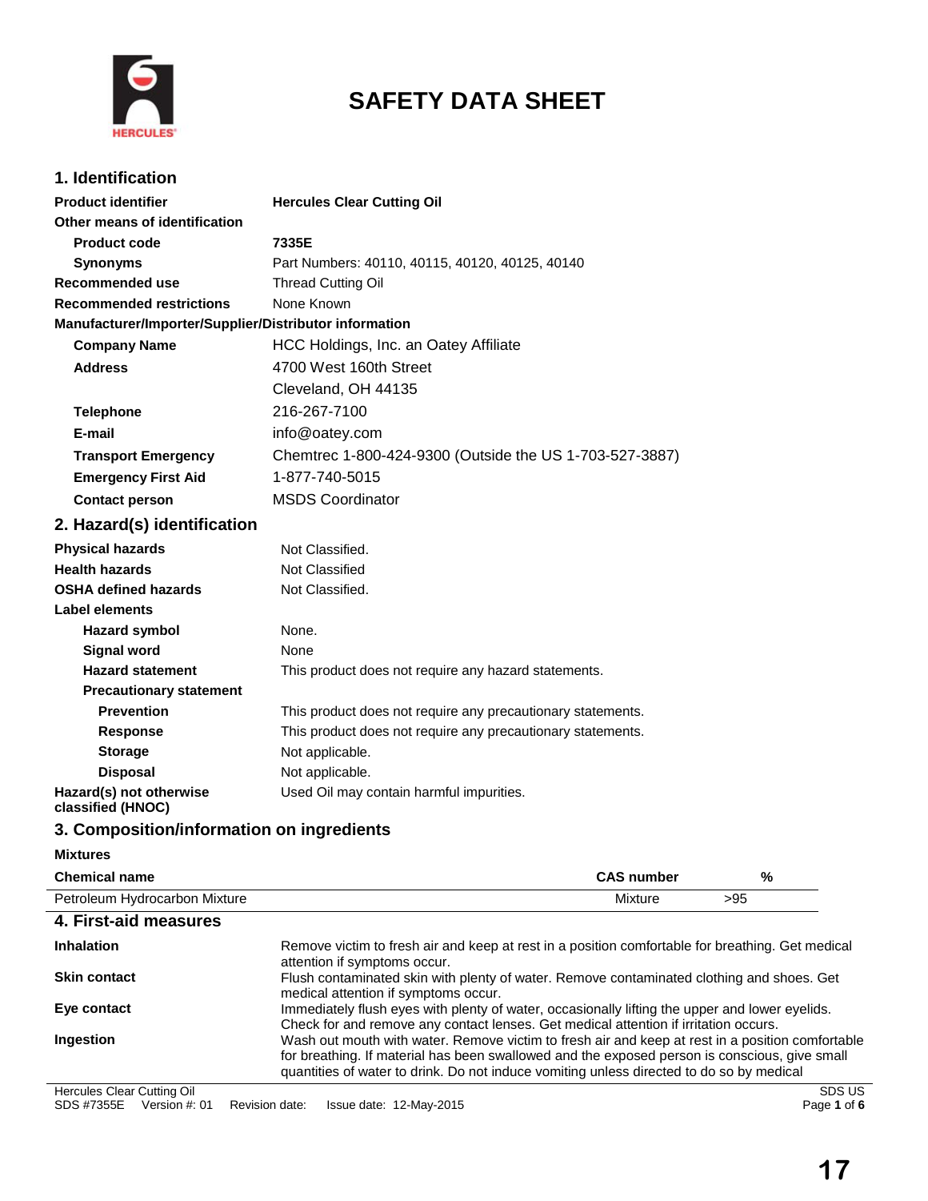# SAFETY DATA SHEET

## 1. Identification

| | |
|---|---|
| **Product identifier** | **Hercules Clear Cutting Oil** |
| **Other means of identification** | |
| **Product code** | **7335E** |
| **Synonyms** | Part Numbers: 40110, 40115, 40120, 40125, 40140 |
| **Recommended use** | Thread Cutting Oil |
| **Recommended restrictions** | None Known |

**Manufacturer/Importer/Supplier/Distributor information**

| | |
|---|---|
| **Company Name** | HCC Holdings, Inc. an Oatey Affiliate |
| **Address** | 4700 West 160th Street<br>Cleveland, OH 44135 |
| **Telephone** | 216-267-7100 |
| **E-mail** | info@oatey.com |
| **Transport Emergency** | Chemtrec 1-800-424-9300 (Outside the US 1-703-527-3887) |
| **Emergency First Aid** | 1-877-740-5015 |
| **Contact person** | MSDS Coordinator |

## 2. Hazard(s) identification

| | |
|---|---|
| **Physical hazards** | Not Classified. |
| **Health hazards** | Not Classified |
| **OSHA defined hazards** | Not Classified. |

**Label elements**

| | |
|---|---|
| **Hazard symbol** | None. |
| **Signal word** | None |
| **Hazard statement** | This product does not require any hazard statements. |

**Precautionary statement**

| | |
|---|---|
| **Prevention** | This product does not require any precautionary statements. |
| **Response** | This product does not require any precautionary statements. |
| **Storage** | Not applicable. |
| **Disposal** | Not applicable. |
| **Hazard(s) not otherwise classified (HNOC)** | Used Oil may contain harmful impurities. |

## 3. Composition/information on ingredients

**Mixtures**

| Chemical name | CAS number | % |
|---|---|---|
| Petroleum Hydrocarbon Mixture | Mixture | >95 |

## 4. First-aid measures

| | |
|---|---|
| **Inhalation** | Remove victim to fresh air and keep at rest in a position comfortable for breathing. Get medical attention if symptoms occur. |
| **Skin contact** | Flush contaminated skin with plenty of water. Remove contaminated clothing and shoes. Get medical attention if symptoms occur. |
| **Eye contact** | Immediately flush eyes with plenty of water, occasionally lifting the upper and lower eyelids. Check for and remove any contact lenses. Get medical attention if irritation occurs. |
| **Ingestion** | Wash out mouth with water. Remove victim to fresh air and keep at rest in a position comfortable for breathing. If material has been swallowed and the exposed person is conscious, give small quantities of water to drink. Do not induce vomiting unless directed to do so by medical |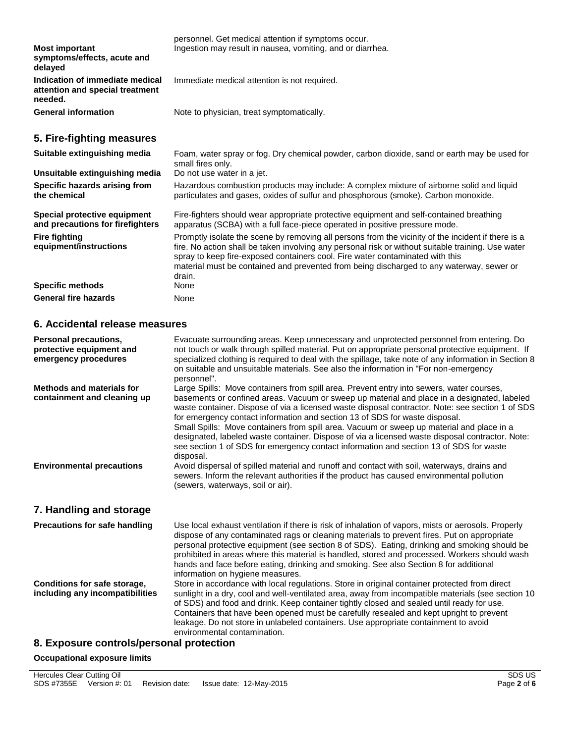| | |
|---|---|
| | personnel. Get medical attention if symptoms occur. |
| **Most important symptoms/effects, acute and delayed** | Ingestion may result in nausea, vomiting, and or diarrhea. |
| **Indication of immediate medical attention and special treatment needed.** | Immediate medical attention is not required. |
| **General information** | Note to physician, treat symptomatically. |

## 5. Fire-fighting measures

| | |
|---|---|
| **Suitable extinguishing media** | Foam, water spray or fog. Dry chemical powder, carbon dioxide, sand or earth may be used for small fires only. |
| **Unsuitable extinguishing media** | Do not use water in a jet. |
| **Specific hazards arising from the chemical** | Hazardous combustion products may include: A complex mixture of airborne solid and liquid particulates and gases, oxides of sulfur and phosphorous (smoke). Carbon monoxide. |
| **Special protective equipment and precautions for firefighters** | Fire-fighters should wear appropriate protective equipment and self-contained breathing apparatus (SCBA) with a full face-piece operated in positive pressure mode. |
| **Fire fighting equipment/instructions** | Promptly isolate the scene by removing all persons from the vicinity of the incident if there is a fire. No action shall be taken involving any personal risk or without suitable training. Use water spray to keep fire-exposed containers cool. Fire water contaminated with this material must be contained and prevented from being discharged to any waterway, sewer or drain. |
| **Specific methods** | None |
| **General fire hazards** | None |

## 6. Accidental release measures

| | |
|---|---|
| **Personal precautions, protective equipment and emergency procedures** | Evacuate surrounding areas. Keep unnecessary and unprotected personnel from entering. Do not touch or walk through spilled material. Put on appropriate personal protective equipment. If specialized clothing is required to deal with the spillage, take note of any information in Section 8 on suitable and unsuitable materials. See also the information in "For non-emergency personnel". |
| **Methods and materials for containment and cleaning up** | Large Spills: Move containers from spill area. Prevent entry into sewers, water courses, basements or confined areas. Vacuum or sweep up material and place in a designated, labeled waste container. Dispose of via a licensed waste disposal contractor. Note: see section 1 of SDS for emergency contact information and section 13 of SDS for waste disposal.<br>Small Spills: Move containers from spill area. Vacuum or sweep up material and place in a designated, labeled waste container. Dispose of via a licensed waste disposal contractor. Note: see section 1 of SDS for emergency contact information and section 13 of SDS for waste disposal. |
| **Environmental precautions** | Avoid dispersal of spilled material and runoff and contact with soil, waterways, drains and sewers. Inform the relevant authorities if the product has caused environmental pollution (sewers, waterways, soil or air). |

## 7. Handling and storage

| | |
|---|---|
| **Precautions for safe handling** | Use local exhaust ventilation if there is risk of inhalation of vapors, mists or aerosols. Properly dispose of any contaminated rags or cleaning materials to prevent fires. Put on appropriate personal protective equipment (see section 8 of SDS). Eating, drinking and smoking should be prohibited in areas where this material is handled, stored and processed. Workers should wash hands and face before eating, drinking and smoking. See also Section 8 for additional information on hygiene measures. |
| **Conditions for safe storage, including any incompatibilities** | Store in accordance with local regulations. Store in original container protected from direct sunlight in a dry, cool and well-ventilated area, away from incompatible materials (see section 10 of SDS) and food and drink. Keep container tightly closed and sealed until ready for use. Containers that have been opened must be carefully resealed and kept upright to prevent leakage. Do not store in unlabeled containers. Use appropriate containment to avoid environmental contamination. |

## 8. Exposure controls/personal protection

**Occupational exposure limits**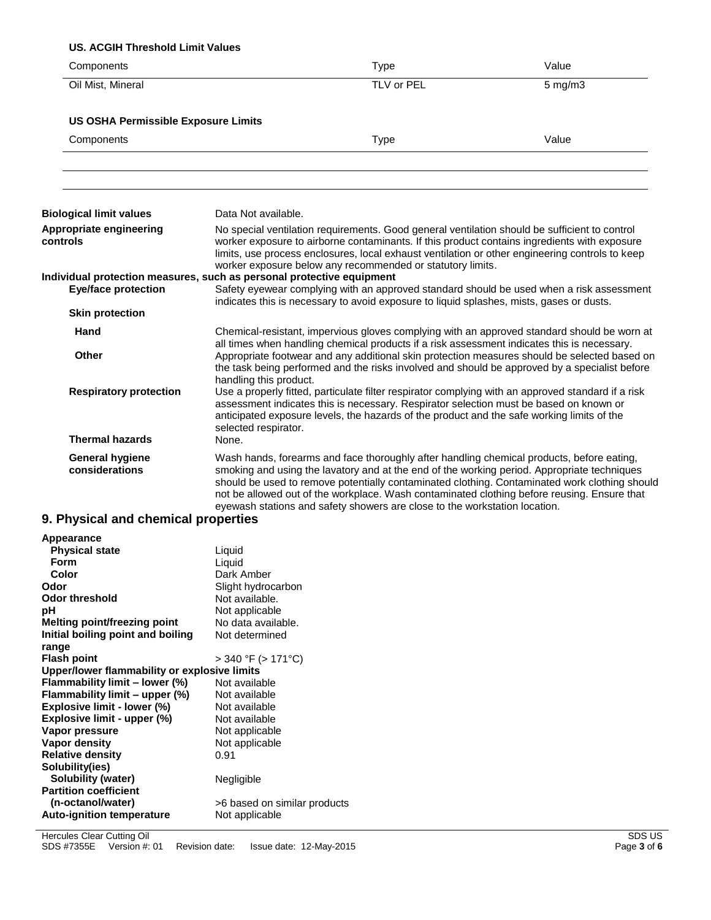**US. ACGIH Threshold Limit Values**

| Components | Type | Value |
|---|---|---|
| Oil Mist, Mineral | TLV or PEL | 5 mg/m3 |

**US OSHA Permissible Exposure Limits**

| Components | Type | Value |
|---|---|---|
| | | |

**Biological limit values** Data Not available.

**Appropriate engineering controls** No special ventilation requirements. Good general ventilation should be sufficient to control worker exposure to airborne contaminants. If this product contains ingredients with exposure limits, use process enclosures, local exhaust ventilation or other engineering controls to keep worker exposure below any recommended or statutory limits.

**Individual protection measures, such as personal protective equipment**

**Eye/face protection** Safety eyewear complying with an approved standard should be used when a risk assessment indicates this is necessary to avoid exposure to liquid splashes, mists, gases or dusts.

**Skin protection**

**Hand** Chemical-resistant, impervious gloves complying with an approved standard should be worn at all times when handling chemical products if a risk assessment indicates this is necessary.

**Other** Appropriate footwear and any additional skin protection measures should be selected based on the task being performed and the risks involved and should be approved by a specialist before handling this product.

**Respiratory protection** Use a properly fitted, particulate filter respirator complying with an approved standard if a risk assessment indicates this is necessary. Respirator selection must be based on known or anticipated exposure levels, the hazards of the product and the safe working limits of the selected respirator.

**Thermal hazards** None.

**General hygiene considerations** Wash hands, forearms and face thoroughly after handling chemical products, before eating, smoking and using the lavatory and at the end of the working period. Appropriate techniques should be used to remove potentially contaminated clothing. Contaminated work clothing should not be allowed out of the workplace. Wash contaminated clothing before reusing. Ensure that eyewash stations and safety showers are close to the workstation location.

## 9. Physical and chemical properties

**Appearance**

**Physical state** Liquid

**Form** Liquid

**Color** Dark Amber

**Odor** Slight hydrocarbon

**Odor threshold** Not available.

**pH** Not applicable

**Melting point/freezing point** No data available.

**Initial boiling point and boiling range** Not determined

**Flash point** > 340 °F (> 171°C)

**Upper/lower flammability or explosive limits**

**Flammability limit – lower (%)** Not available

**Flammability limit – upper (%)** Not available

**Explosive limit - lower (%)** Not available

**Explosive limit - upper (%)** Not available

**Vapor pressure** Not applicable

**Vapor density** Not applicable

**Relative density** 0.91

**Solubility(ies)**

**Solubility (water)** Negligible

**Partition coefficient (n-octanol/water)** >6 based on similar products

**Auto-ignition temperature** Not applicable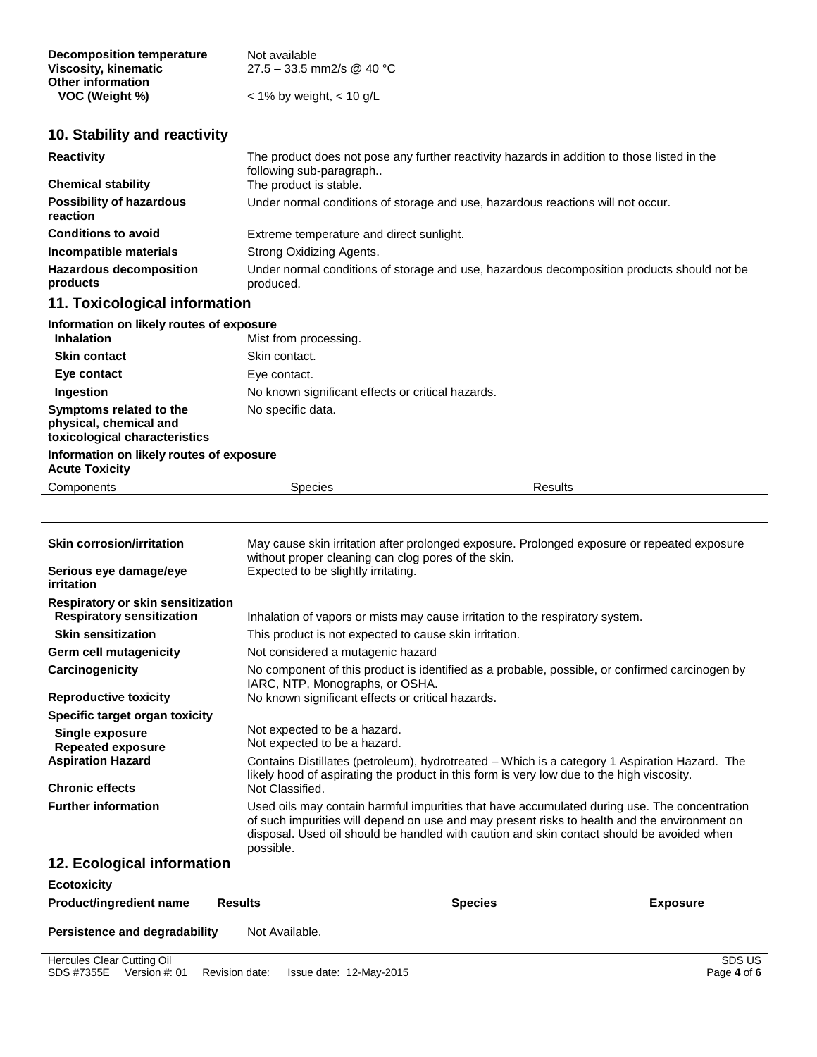| | |
|---|---|
| **Decomposition temperature** | Not available |
| **Viscosity, kinematic** | 27.5 – 33.5 mm2/s @ 40 °C |
| **Other information** | |
| **VOC (Weight %)** | < 1% by weight, < 10 g/L |

## 10. Stability and reactivity

| | |
|---|---|
| **Reactivity** | The product does not pose any further reactivity hazards in addition to those listed in the following sub-paragraph.. |
| **Chemical stability** | The product is stable. |
| **Possibility of hazardous reaction** | Under normal conditions of storage and use, hazardous reactions will not occur. |
| **Conditions to avoid** | Extreme temperature and direct sunlight. |
| **Incompatible materials** | Strong Oxidizing Agents. |
| **Hazardous decomposition products** | Under normal conditions of storage and use, hazardous decomposition products should not be produced. |

## 11. Toxicological information

**Information on likely routes of exposure**

| | |
|---|---|
| **Inhalation** | Mist from processing. |
| **Skin contact** | Skin contact. |
| **Eye contact** | Eye contact. |
| **Ingestion** | No known significant effects or critical hazards. |
| **Symptoms related to the physical, chemical and toxicological characteristics** | No specific data. |

**Information on likely routes of exposure**

**Acute Toxicity**

| Components | Species | Results |
|---|---|---|
| | | |

| | |
|---|---|
| **Skin corrosion/irritation** | May cause skin irritation after prolonged exposure. Prolonged exposure or repeated exposure without proper cleaning can clog pores of the skin. |
| **Serious eye damage/eye irritation** | Expected to be slightly irritating. |
| **Respiratory or skin sensitization** | |
| **Respiratory sensitization** | Inhalation of vapors or mists may cause irritation to the respiratory system. |
| **Skin sensitization** | This product is not expected to cause skin irritation. |
| **Germ cell mutagenicity** | Not considered a mutagenic hazard |
| **Carcinogenicity** | No component of this product is identified as a probable, possible, or confirmed carcinogen by IARC, NTP, Monographs, or OSHA. |
| **Reproductive toxicity** | No known significant effects or critical hazards. |
| **Specific target organ toxicity** | |
| **Single exposure** | Not expected to be a hazard. |
| **Repeated exposure** | Not expected to be a hazard. |
| **Aspiration Hazard** | Contains Distillates (petroleum), hydrotreated – Which is a category 1 Aspiration Hazard. The likely hood of aspirating the product in this form is very low due to the high viscosity. |
| **Chronic effects** | Not Classified. |
| **Further information** | Used oils may contain harmful impurities that have accumulated during use. The concentration of such impurities will depend on use and may present risks to health and the environment on disposal. Used oil should be handled with caution and skin contact should be avoided when possible. |

## 12. Ecological information

**Ecotoxicity**

| Product/ingredient name | Results | Species | Exposure |
|---|---|---|---|
| | | | |

| | |
|---|---|
| **Persistence and degradability** | Not Available. |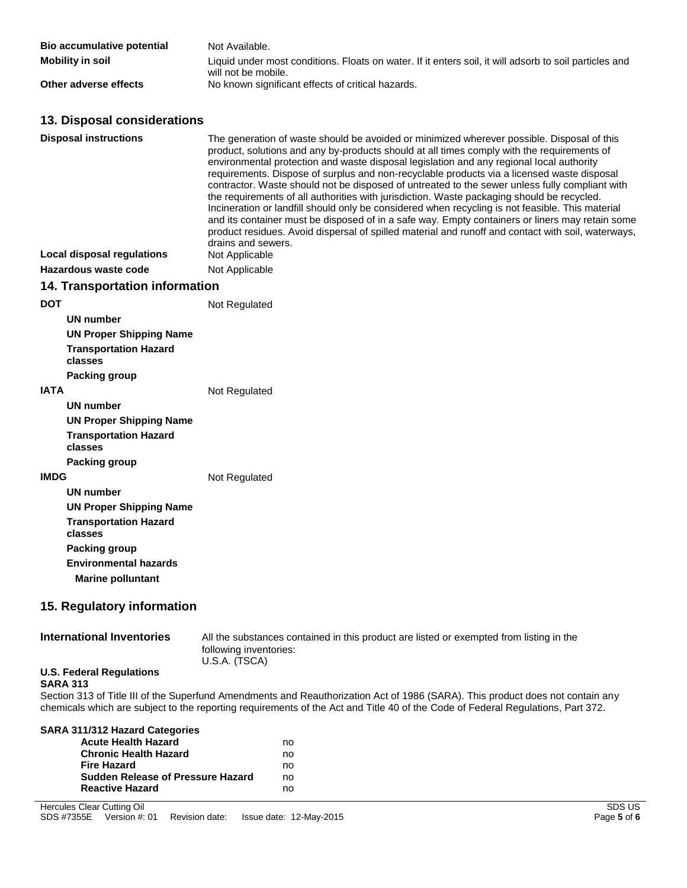| | |
|---|---|
| **Bio accumulative potential** | Not Available. |
| **Mobility in soil** | Liquid under most conditions. Floats on water. If it enters soil, it will adsorb to soil particles and will not be mobile. |
| **Other adverse effects** | No known significant effects of critical hazards. |

## 13. Disposal considerations

| | |
|---|---|
| **Disposal instructions** | The generation of waste should be avoided or minimized wherever possible. Disposal of this product, solutions and any by-products should at all times comply with the requirements of environmental protection and waste disposal legislation and any regional local authority requirements. Dispose of surplus and non-recyclable products via a licensed waste disposal contractor. Waste should not be disposed of untreated to the sewer unless fully compliant with the requirements of all authorities with jurisdiction. Waste packaging should be recycled. Incineration or landfill should only be considered when recycling is not feasible. This material and its container must be disposed of in a safe way. Empty containers or liners may retain some product residues. Avoid dispersal of spilled material and runoff and contact with soil, waterways, drains and sewers. |
| **Local disposal regulations** | Not Applicable |
| **Hazardous waste code** | Not Applicable |

## 14. Transportation information

**DOT** Not Regulated

- **UN number**
- **UN Proper Shipping Name**
- **Transportation Hazard classes**
- **Packing group**

**IATA** Not Regulated

- **UN number**
- **UN Proper Shipping Name**
- **Transportation Hazard classes**
- **Packing group**

**IMDG** Not Regulated

- **UN number**
- **UN Proper Shipping Name**
- **Transportation Hazard classes**
- **Packing group**
- **Environmental hazards**
  - **Marine pollutant**

## 15. Regulatory information

**International Inventories** All the substances contained in this product are listed or exempted from listing in the following inventories:
U.S.A. (TSCA)

**U.S. Federal Regulations**

**SARA 313**

Section 313 of Title III of the Superfund Amendments and Reauthorization Act of 1986 (SARA). This product does not contain any chemicals which are subject to the reporting requirements of the Act and Title 40 of the Code of Federal Regulations, Part 372.

**SARA 311/312 Hazard Categories**

| | |
|---|---|
| **Acute Health Hazard** | no |
| **Chronic Health Hazard** | no |
| **Fire Hazard** | no |
| **Sudden Release of Pressure Hazard** | no |
| **Reactive Hazard** | no |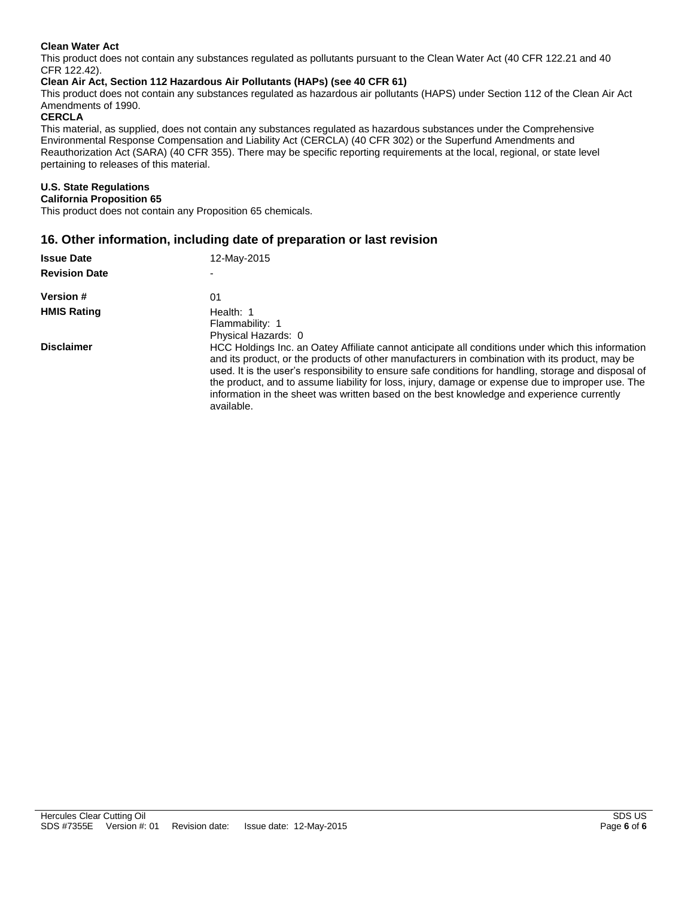**Clean Water Act**

This product does not contain any substances regulated as pollutants pursuant to the Clean Water Act (40 CFR 122.21 and 40 CFR 122.42).

**Clean Air Act, Section 112 Hazardous Air Pollutants (HAPs) (see 40 CFR 61)**

This product does not contain any substances regulated as hazardous air pollutants (HAPS) under Section 112 of the Clean Air Act Amendments of 1990.

**CERCLA**

This material, as supplied, does not contain any substances regulated as hazardous substances under the Comprehensive Environmental Response Compensation and Liability Act (CERCLA) (40 CFR 302) or the Superfund Amendments and Reauthorization Act (SARA) (40 CFR 355). There may be specific reporting requirements at the local, regional, or state level pertaining to releases of this material.

**U.S. State Regulations**

**California Proposition 65**

This product does not contain any Proposition 65 chemicals.

## 16. Other information, including date of preparation or last revision

| | |
|---|---|
| **Issue Date** | 12-May-2015 |
| **Revision Date** | - |
| **Version #** | 01 |
| **HMIS Rating** | Health: 1<br>Flammability: 1<br>Physical Hazards: 0 |
| **Disclaimer** | HCC Holdings Inc. an Oatey Affiliate cannot anticipate all conditions under which this information and its product, or the products of other manufacturers in combination with its product, may be used. It is the user's responsibility to ensure safe conditions for handling, storage and disposal of the product, and to assume liability for loss, injury, damage or expense due to improper use. The information in the sheet was written based on the best knowledge and experience currently available. |